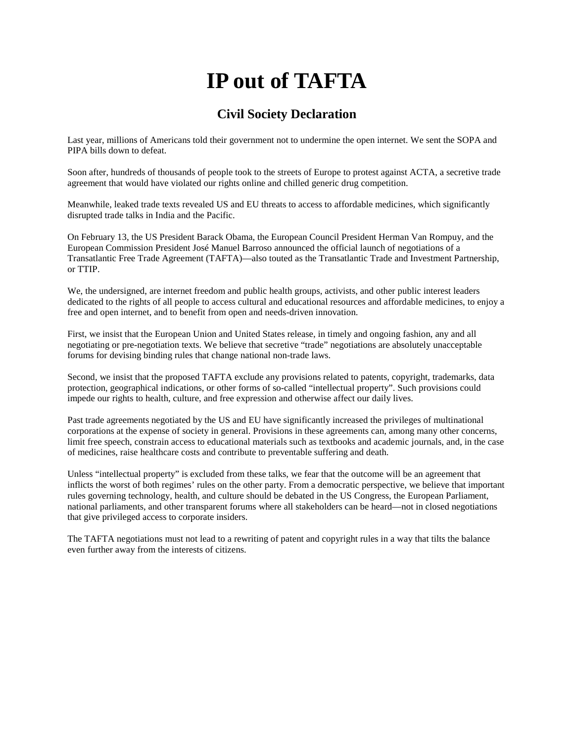# IP out of TAFTA

## Civil Society Declaration

Last year, millions of Americans told their government not to undermine the open internet. We sent the SOPA and PIPA bills down to defeat.

Soon after, hundreds of thousands of people took to the streets of Europe to protest against ACTA, a secretive trade agreement that would have violated our rights online and chilled generic drug competition.

Meanwhile, leaked trade texts revealed US and EU threats to access to affordable medicines, which significantly disrupted trade talks in India and the Pacific.

On February 13, the US President Barack Obama, the European Council President Herman Van Rompuy, and the European Commission President José Manuel Barroso announced the official launch of negotiations of a Transatlantic Free Trade Agreement (TAFTA)—also touted as the Transatlantic Trade and Investment Partnership, or TTIP.

We, the undersigned, are internet freedom and public health groups, activists, and other public interest leaders dedicated to the rights of all people to access cultural and educational resources and affordable medicines, to enjoy a free and open internet, and to benefit from open and needs-driven innovation.

First, we insist that the European Union and United States release, in timely and ongoing fashion, any and all negotiating or pre-negotiation texts. We believe that secretive "trade" negotiations are absolutely unacceptable forums for devising binding rules that change national non-trade laws.

Second, we insist that the proposed TAFTA exclude any provisions related to patents, copyright, trademarks, data protection, geographical indications, or other forms of so-called "intellectual property". Such provisions could impede our rights to health, culture, and free expression and otherwise affect our daily lives.

Past trade agreements negotiated by the US and EU have significantly increased the privileges of multinational corporations at the expense of society in general. Provisions in these agreements can, among many other concerns, limit free speech, constrain access to educational materials such as textbooks and academic journals, and, in the case of medicines, raise healthcare costs and contribute to preventable suffering and death.

Unless "intellectual property" is excluded from these talks, we fear that the outcome will be an agreement that inflicts the worst of both regimes' rules on the other party. From a democratic perspective, we believe that important rules governing technology, health, and culture should be debated in the US Congress, the European Parliament, national parliaments, and other transparent forums where all stakeholders can be heard—not in closed negotiations that give privileged access to corporate insiders.

The TAFTA negotiations must not lead to a rewriting of patent and copyright rules in a way that tilts the balance even further away from the interests of citizens.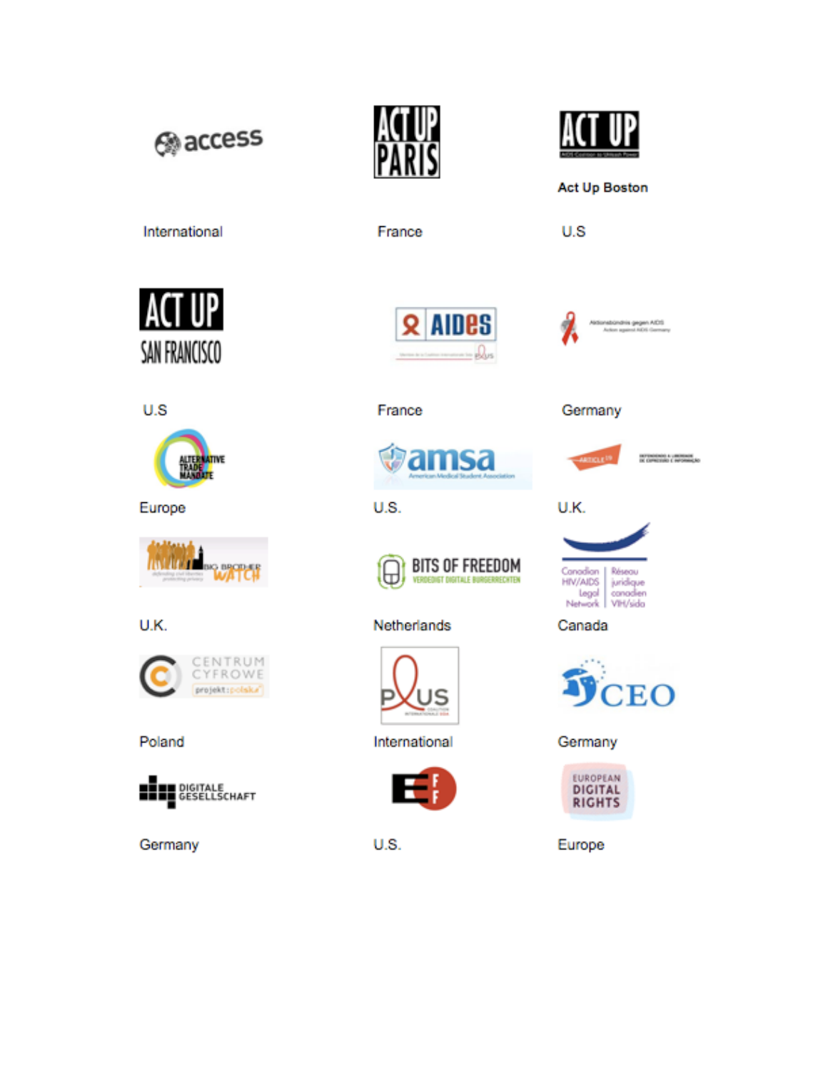| | | |
|---|---|---|
| access | ACT UP PARIS | ACT UP<br>Act Up Boston |
| International | France | U.S |
| ACT UP SAN FRANCISCO | AIDES | Aktionsbündnis gegen AIDS |
| U.S | France | Germany |
| Alternative Trade Mandate | amsa | Article 19 |
| Europe | U.S. | U.K. |
| Big Brother Watch | Bits of Freedom | Canadian HIV/AIDS Legal Network / Réseau juridique canadien VIH/sida |
| U.K. | Netherlands | Canada |
| Centrum Cyfrowe | PLUS | CEO |
| Poland | International | Germany |
| Digitale Gesellschaft | EFF | European Digital Rights |
| Germany | U.S. | Europe |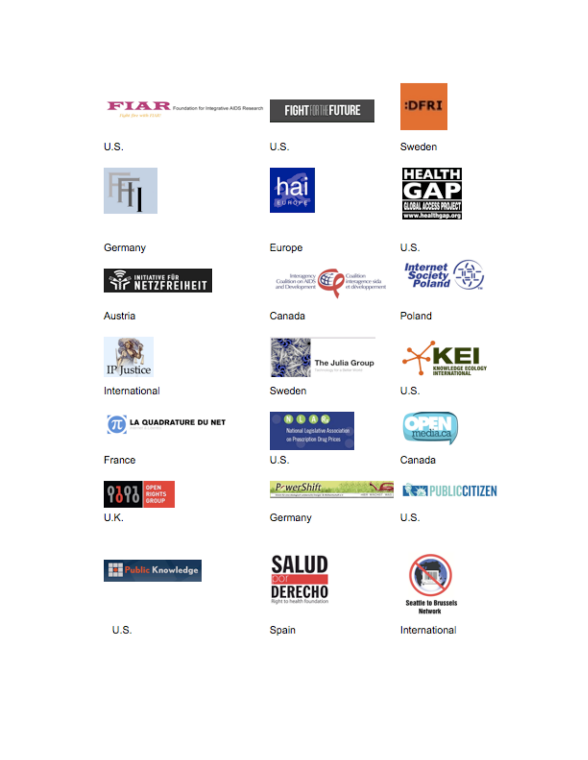| | | |
|---|---|---|
| FIAR Foundation for Integrative AIDS Research — Fight fire with FIAR! | FIGHT FOR THE FUTURE | :DFRI |
| U.S. | U.S. | Sweden |
| FFII | hai EUROPE | HEALTH GAP GLOBAL ACCESS PROJECT www.healthgap.org |
| Germany | Europe | U.S. |
| INITIATIVE FÜR NETZFREIHEIT | Interagency Coalition on AIDS and Development / Coalition interagence sida et développement | Internet Society Poland |
| Austria | Canada | Poland |
| IP Justice | The Julia Group | KEI KNOWLEDGE ECOLOGY INTERNATIONAL |
| International | Sweden | U.S. |
| LA QUADRATURE DU NET | NLARx National Legislative Association on Prescription Drug Prices | OPEN media.ca |
| France | U.S. | Canada |
| OPEN RIGHTS GROUP | PowerShift | PUBLIC CITIZEN |
| U.K. | Germany | U.S. |
| Public Knowledge | SALUD por DERECHO Right to health foundation | Seattle to Brussels Network |
| U.S. | Spain | International |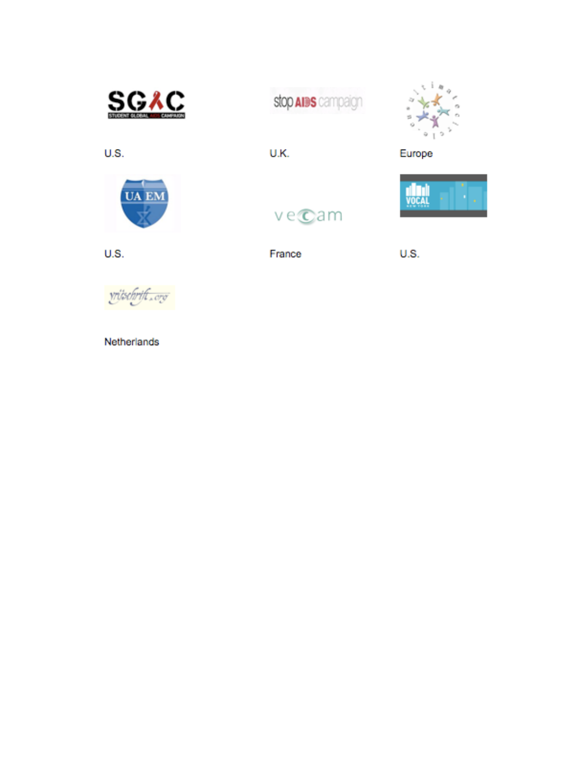U.S.

U.K.

Europe

U.S.

France

U.S.

Netherlands